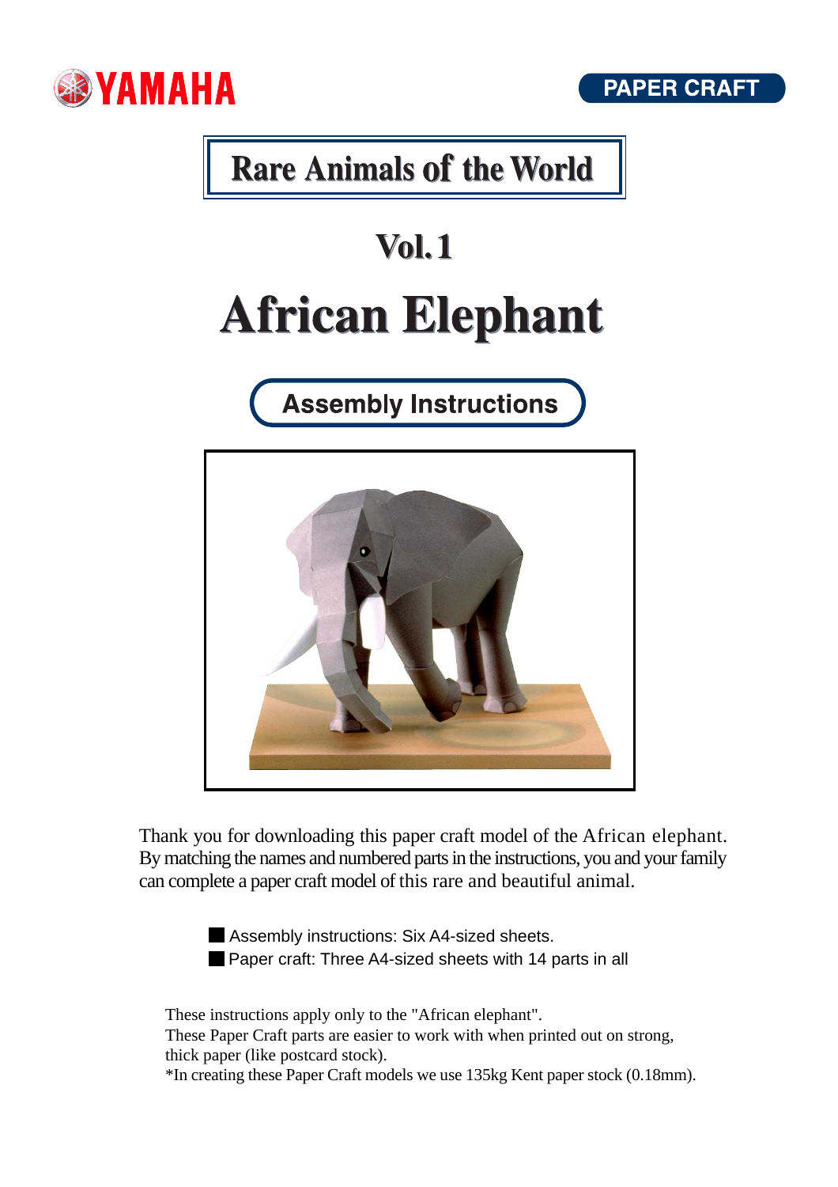YAMAHA

PAPER CRAFT

# Rare Animals of the World

## Vol. 1

# African Elephant

## Assembly Instructions

Thank you for downloading this paper craft model of the African elephant. By matching the names and numbered parts in the instructions, you and your family can complete a paper craft model of this rare and beautiful animal.

- Assembly instructions: Six A4-sized sheets.
- Paper craft: Three A4-sized sheets with 14 parts in all

These instructions apply only to the "African elephant".
These Paper Craft parts are easier to work with when printed out on strong, thick paper (like postcard stock).
*In creating these Paper Craft models we use 135kg Kent paper stock (0.18mm).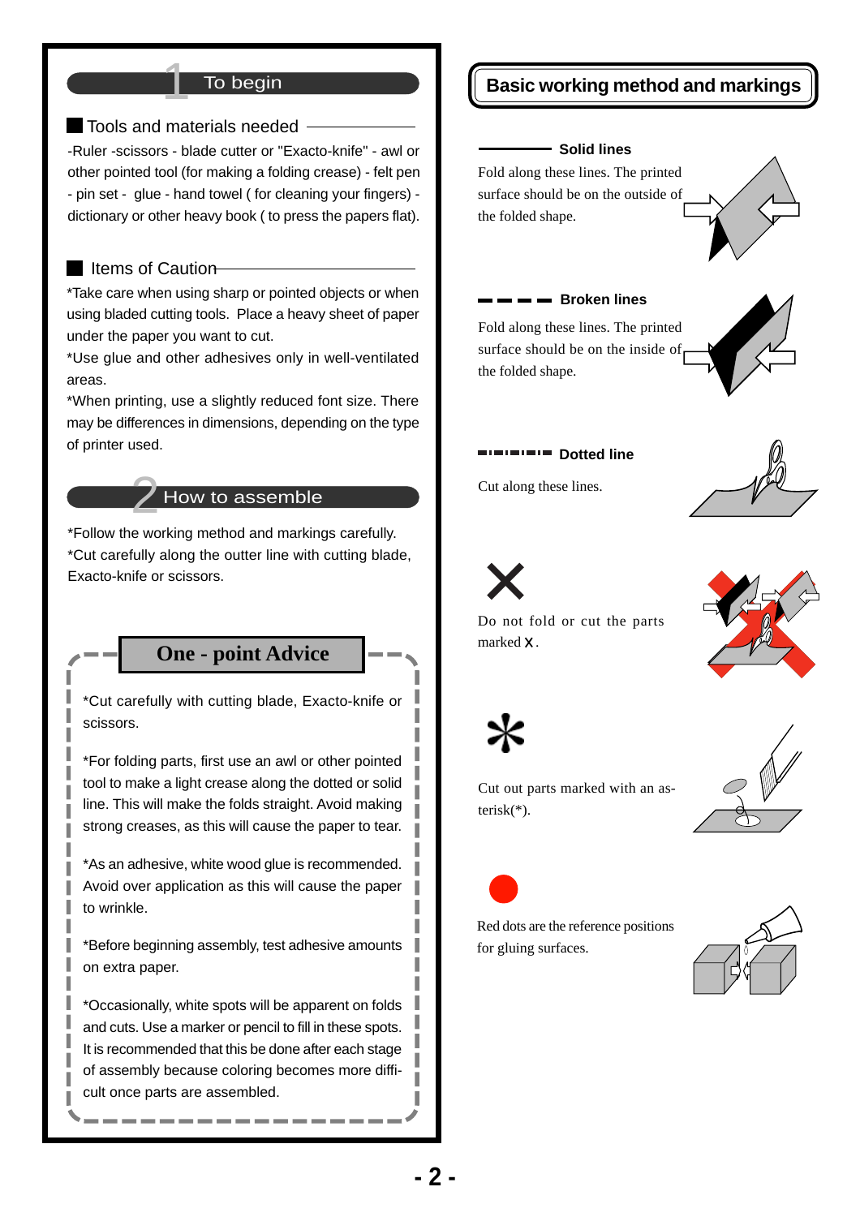## 1 To begin

### Tools and materials needed

-Ruler -scissors - blade cutter or "Exacto-knife" - awl or other pointed tool (for making a folding crease) - felt pen - pin set - glue - hand towel ( for cleaning your fingers) - dictionary or other heavy book ( to press the papers flat).

### Items of Caution

*Take care when using sharp or pointed objects or when using bladed cutting tools. Place a heavy sheet of paper under the paper you want to cut.

*Use glue and other adhesives only in well-ventilated areas.

*When printing, use a slightly reduced font size. There may be differences in dimensions, depending on the type of printer used.

## 2 How to assemble

*Follow the working method and markings carefully.

*Cut carefully along the outter line with cutting blade, Exacto-knife or scissors.

### One - point Advice

*Cut carefully with cutting blade, Exacto-knife or scissors.

*For folding parts, first use an awl or other pointed tool to make a light crease along the dotted or solid line. This will make the folds straight. Avoid making strong creases, as this will cause the paper to tear.

*As an adhesive, white wood glue is recommended. Avoid over application as this will cause the paper to wrinkle.

*Before beginning assembly, test adhesive amounts on extra paper.

*Occasionally, white spots will be apparent on folds and cuts. Use a marker or pencil to fill in these spots. It is recommended that this be done after each stage of assembly because coloring becomes more difficult once parts are assembled.

## Basic working method and markings

**Solid lines**

Fold along these lines. The printed surface should be on the outside of the folded shape.

**Broken lines**

Fold along these lines. The printed surface should be on the inside of the folded shape.

**Dotted line**

Cut along these lines.

✕

Do not fold or cut the parts marked ✕.

✻

Cut out parts marked with an asterisk(*).

●

Red dots are the reference positions for gluing surfaces.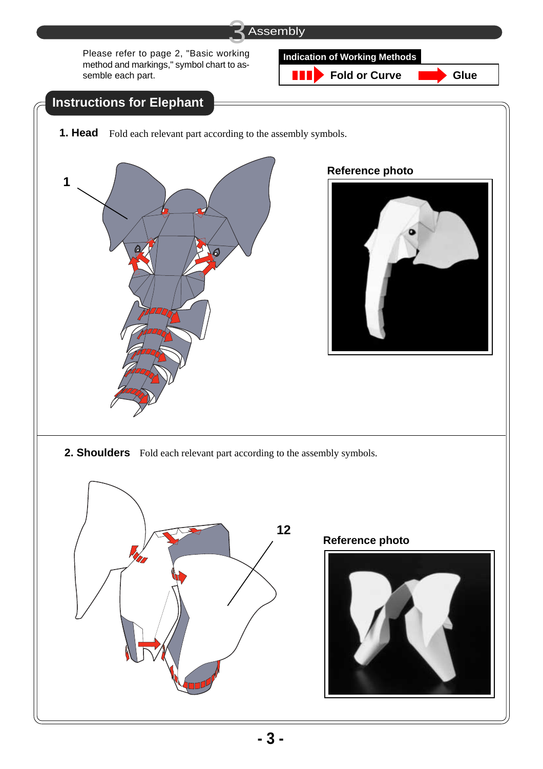## 3 Assembly

Please refer to page 2, "Basic working method and markings," symbol chart to assemble each part.

**Indication of Working Methods**

| Fold or Curve | Glue |
|---|---|

## Instructions for Elephant

**1. Head** Fold each relevant part according to the assembly symbols.

1

**Reference photo**

**2. Shoulders** Fold each relevant part according to the assembly symbols.

12

**Reference photo**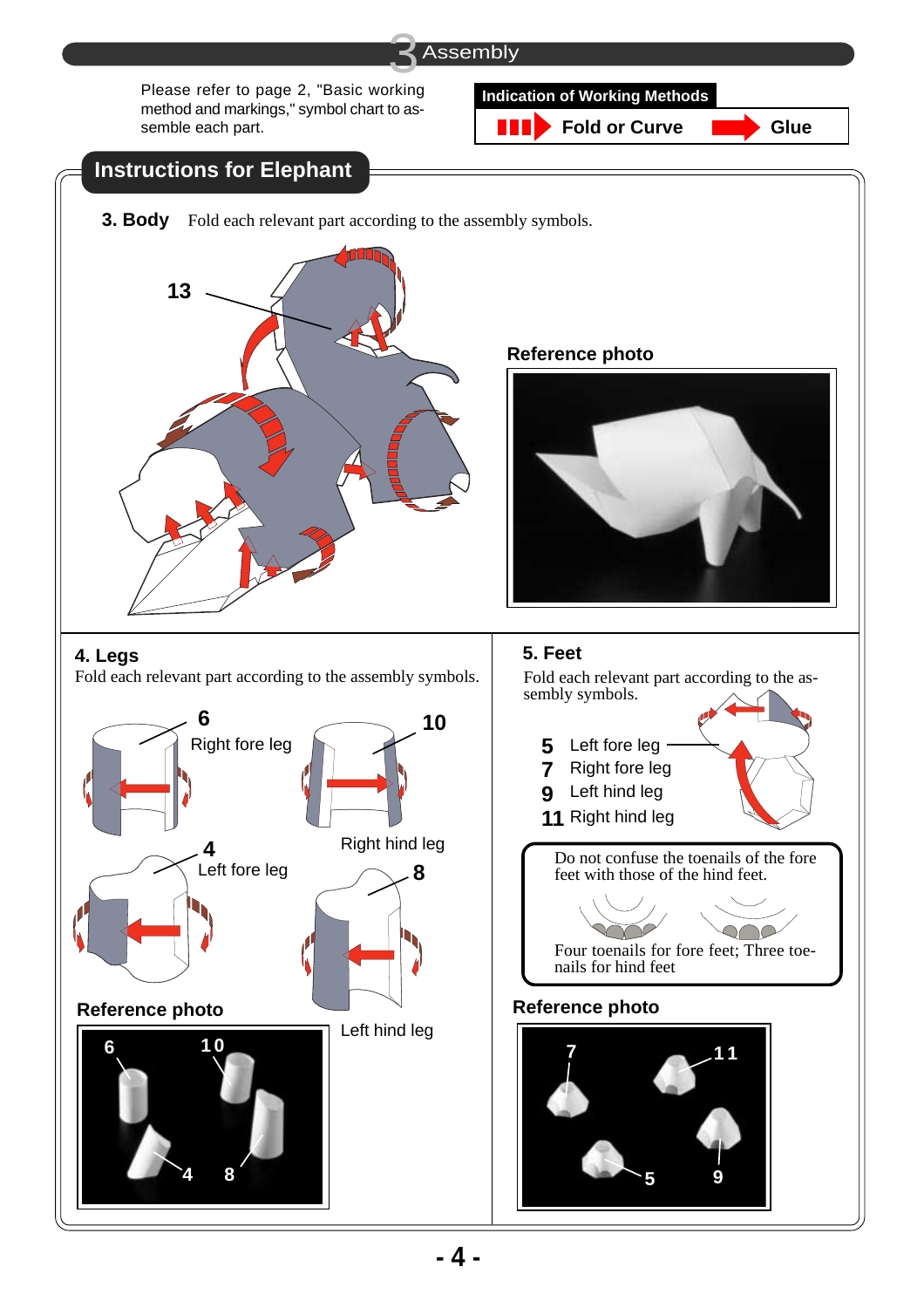# 3 Assembly

Please refer to page 2, "Basic working method and markings," symbol chart to assemble each part.

**Indication of Working Methods**

Fold or Curve — Glue

## Instructions for Elephant

### 3. Body

Fold each relevant part according to the assembly symbols.

13

**Reference photo**

### 4. Legs

Fold each relevant part according to the assembly symbols.

- **6** Right fore leg
- **10** Right hind leg
- **4** Left fore leg
- **8** Left hind leg

**Reference photo**

6 10 4 8

### 5. Feet

Fold each relevant part according to the assembly symbols.

- **5** Left fore leg
- **7** Right fore leg
- **9** Left hind leg
- **11** Right hind leg

Do not confuse the toenails of the fore feet with those of the hind feet.

Four toenails for fore feet; Three toenails for hind feet

**Reference photo**

7 11 5 9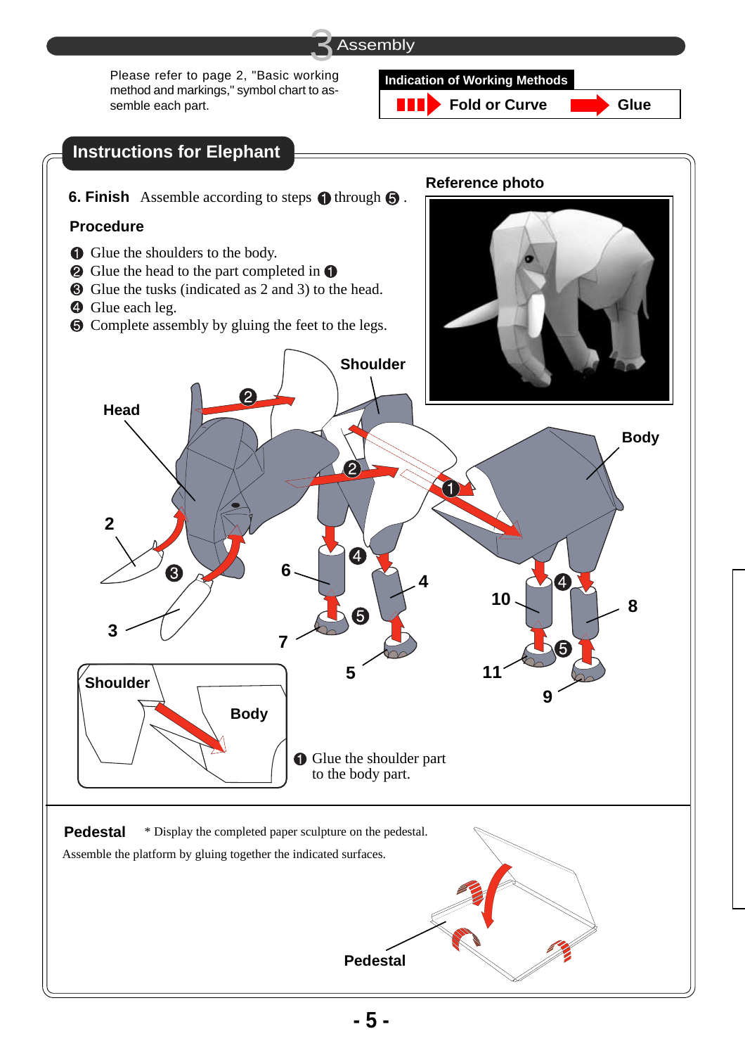## 3 Assembly

Please refer to page 2, "Basic working method and markings," symbol chart to assemble each part.

**Indication of Working Methods**

Fold or Curve | Glue

## Instructions for Elephant

**6. Finish** Assemble according to steps ❶ through ❺ .

**Reference photo**

### Procedure

❶ Glue the shoulders to the body.
❷ Glue the head to the part completed in ❶
❸ Glue the tusks (indicated as 2 and 3) to the head.
❹ Glue each leg.
❺ Complete assembly by gluing the feet to the legs.

Shoulder

Head

Body

2

3

6

7

4

5

10

11

8

9

Shoulder

Body

❶ Glue the shoulder part to the body part.

**Pedestal** * Display the completed paper sculpture on the pedestal.

Assemble the platform by gluing together the indicated surfaces.

Pedestal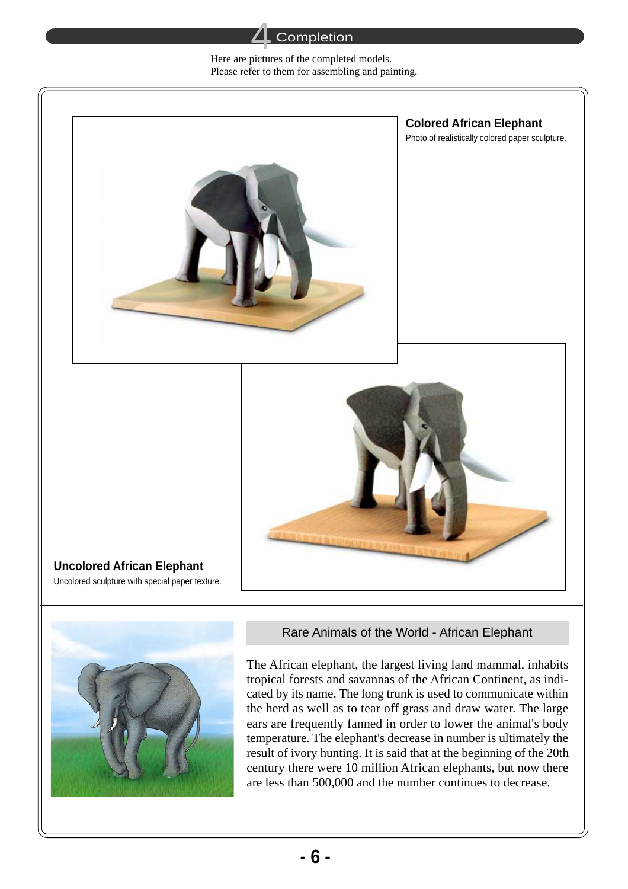# 4 Completion

Here are pictures of the completed models.
Please refer to them for assembling and painting.

**Colored African Elephant**

Photo of realistically colored paper sculpture.

**Uncolored African Elephant**

Uncolored sculpture with special paper texture.

## Rare Animals of the World - African Elephant

The African elephant, the largest living land mammal, inhabits tropical forests and savannas of the African Continent, as indicated by its name. The long trunk is used to communicate within the herd as well as to tear off grass and draw water. The large ears are frequently fanned in order to lower the animal's body temperature. The elephant's decrease in number is ultimately the result of ivory hunting. It is said that at the beginning of the 20th century there were 10 million African elephants, but now there are less than 500,000 and the number continues to decrease.